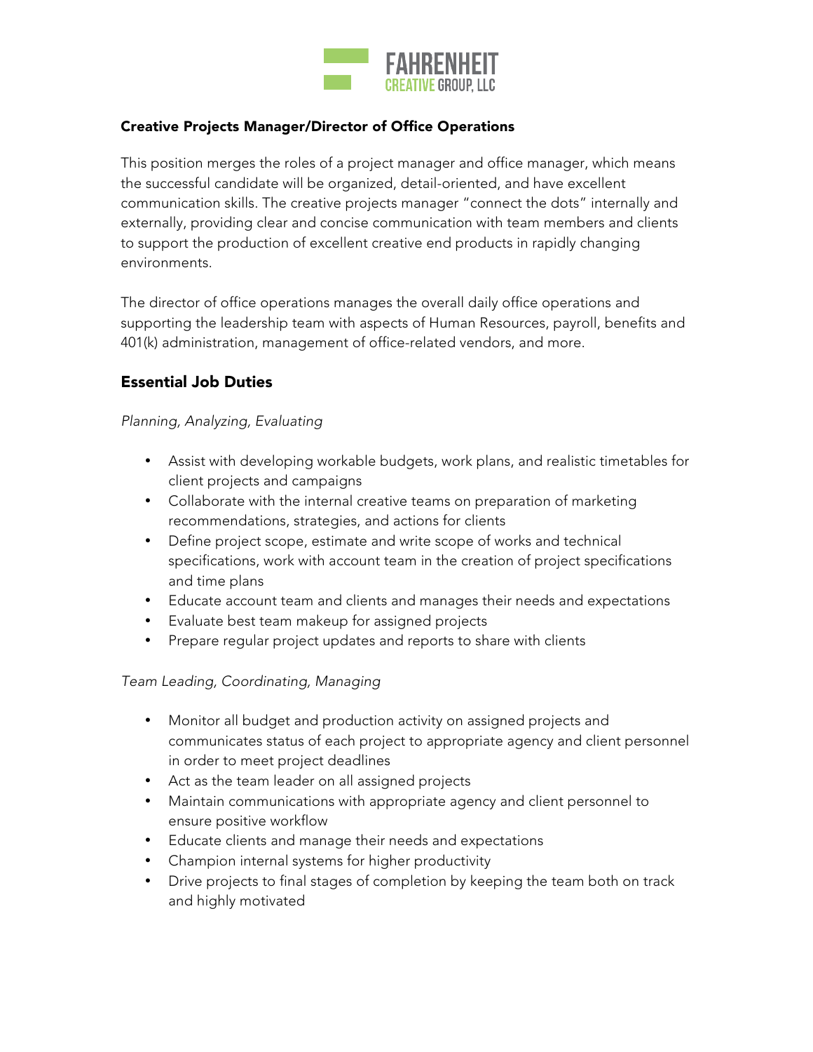FAHRENHEIT
CREATIVE GROUP, LLC

**Creative Projects Manager/Director of Office Operations**

This position merges the roles of a project manager and office manager, which means the successful candidate will be organized, detail-oriented, and have excellent communication skills. The creative projects manager "connect the dots" internally and externally, providing clear and concise communication with team members and clients to support the production of excellent creative end products in rapidly changing environments.

The director of office operations manages the overall daily office operations and supporting the leadership team with aspects of Human Resources, payroll, benefits and 401(k) administration, management of office-related vendors, and more.

## Essential Job Duties

*Planning, Analyzing, Evaluating*

- Assist with developing workable budgets, work plans, and realistic timetables for client projects and campaigns
- Collaborate with the internal creative teams on preparation of marketing recommendations, strategies, and actions for clients
- Define project scope, estimate and write scope of works and technical specifications, work with account team in the creation of project specifications and time plans
- Educate account team and clients and manages their needs and expectations
- Evaluate best team makeup for assigned projects
- Prepare regular project updates and reports to share with clients

*Team Leading, Coordinating, Managing*

- Monitor all budget and production activity on assigned projects and communicates status of each project to appropriate agency and client personnel in order to meet project deadlines
- Act as the team leader on all assigned projects
- Maintain communications with appropriate agency and client personnel to ensure positive workflow
- Educate clients and manage their needs and expectations
- Champion internal systems for higher productivity
- Drive projects to final stages of completion by keeping the team both on track and highly motivated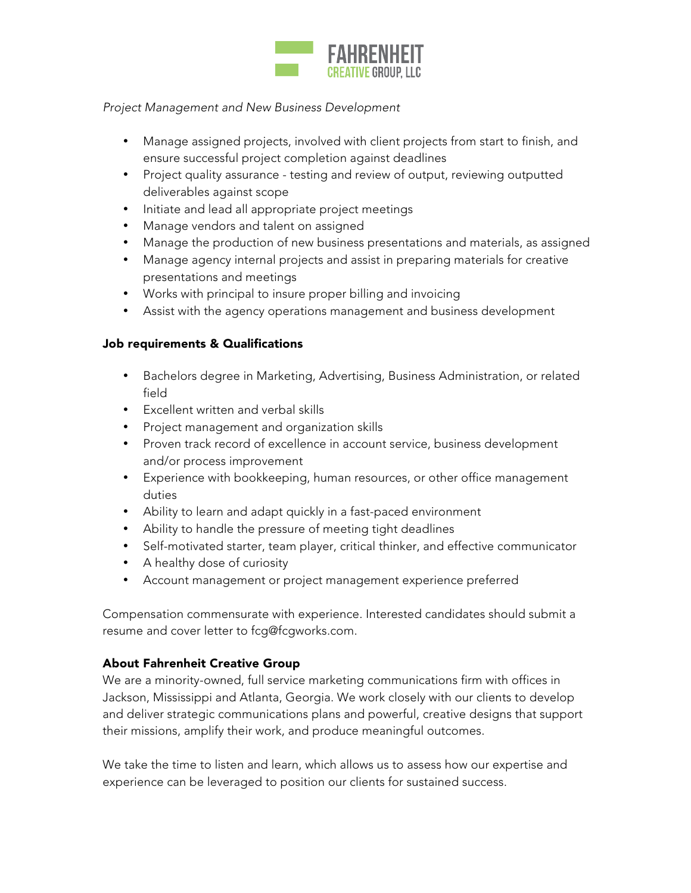*Project Management and New Business Development*

- Manage assigned projects, involved with client projects from start to finish, and ensure successful project completion against deadlines
- Project quality assurance - testing and review of output, reviewing outputted deliverables against scope
- Initiate and lead all appropriate project meetings
- Manage vendors and talent on assigned
- Manage the production of new business presentations and materials, as assigned
- Manage agency internal projects and assist in preparing materials for creative presentations and meetings
- Works with principal to insure proper billing and invoicing
- Assist with the agency operations management and business development

**Job requirements & Qualifications**

- Bachelors degree in Marketing, Advertising, Business Administration, or related field
- Excellent written and verbal skills
- Project management and organization skills
- Proven track record of excellence in account service, business development and/or process improvement
- Experience with bookkeeping, human resources, or other office management duties
- Ability to learn and adapt quickly in a fast-paced environment
- Ability to handle the pressure of meeting tight deadlines
- Self-motivated starter, team player, critical thinker, and effective communicator
- A healthy dose of curiosity
- Account management or project management experience preferred

Compensation commensurate with experience. Interested candidates should submit a resume and cover letter to fcg@fcgworks.com.

**About Fahrenheit Creative Group**

We are a minority-owned, full service marketing communications firm with offices in Jackson, Mississippi and Atlanta, Georgia. We work closely with our clients to develop and deliver strategic communications plans and powerful, creative designs that support their missions, amplify their work, and produce meaningful outcomes.

We take the time to listen and learn, which allows us to assess how our expertise and experience can be leveraged to position our clients for sustained success.